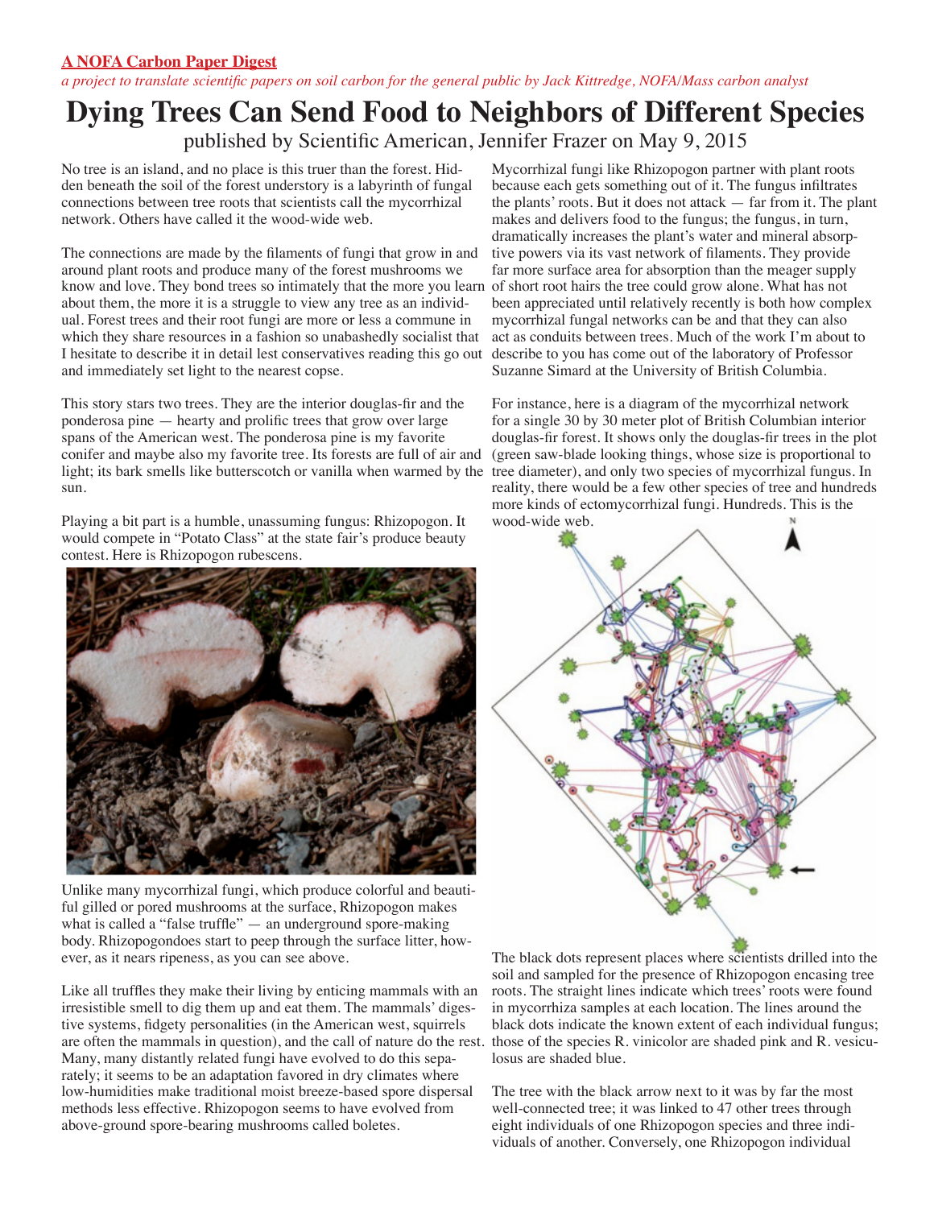**A NOFA Carbon Paper Digest**

*a project to translate scientific papers on soil carbon for the general public by Jack Kittredge, NOFA/Mass carbon analyst*

# Dying Trees Can Send Food to Neighbors of Different Species

published by Scientific American, Jennifer Frazer on May 9, 2015

No tree is an island, and no place is this truer than the forest. Hidden beneath the soil of the forest understory is a labyrinth of fungal connections between tree roots that scientists call the mycorrhizal network. Others have called it the wood-wide web.

The connections are made by the filaments of fungi that grow in and around plant roots and produce many of the forest mushrooms we know and love. They bond trees so intimately that the more you learn about them, the more it is a struggle to view any tree as an individual. Forest trees and their root fungi are more or less a commune in which they share resources in a fashion so unabashedly socialist that I hesitate to describe it in detail lest conservatives reading this go out and immediately set light to the nearest copse.

This story stars two trees. They are the interior douglas-fir and the ponderosa pine — hearty and prolific trees that grow over large spans of the American west. The ponderosa pine is my favorite conifer and maybe also my favorite tree. Its forests are full of air and light; its bark smells like butterscotch or vanilla when warmed by the sun.

Playing a bit part is a humble, unassuming fungus: Rhizopogon. It would compete in "Potato Class" at the state fair's produce beauty contest. Here is Rhizopogon rubescens.

Unlike many mycorrhizal fungi, which produce colorful and beautiful gilled or pored mushrooms at the surface, Rhizopogon makes what is called a "false truffle" — an underground spore-making body. Rhizopogondoes start to peep through the surface litter, however, as it nears ripeness, as you can see above.

Like all truffles they make their living by enticing mammals with an irresistible smell to dig them up and eat them. The mammals' digestive systems, fidgety personalities (in the American west, squirrels are often the mammals in question), and the call of nature do the rest. Many, many distantly related fungi have evolved to do this separately; it seems to be an adaptation favored in dry climates where low-humidities make traditional moist breeze-based spore dispersal methods less effective. Rhizopogon seems to have evolved from above-ground spore-bearing mushrooms called boletes.

Mycorrhizal fungi like Rhizopogon partner with plant roots because each gets something out of it. The fungus infiltrates the plants' roots. But it does not attack — far from it. The plant makes and delivers food to the fungus; the fungus, in turn, dramatically increases the plant's water and mineral absorptive powers via its vast network of filaments. They provide far more surface area for absorption than the meager supply of short root hairs the tree could grow alone. What has not been appreciated until relatively recently is both how complex mycorrhizal fungal networks can be and that they can also act as conduits between trees. Much of the work I'm about to describe to you has come out of the laboratory of Professor Suzanne Simard at the University of British Columbia.

For instance, here is a diagram of the mycorrhizal network for a single 30 by 30 meter plot of British Columbian interior douglas-fir forest. It shows only the douglas-fir trees in the plot (green saw-blade looking things, whose size is proportional to tree diameter), and only two species of mycorrhizal fungus. In reality, there would be a few other species of tree and hundreds more kinds of ectomycorrhizal fungi. Hundreds. This is the wood-wide web.

The black dots represent places where scientists drilled into the soil and sampled for the presence of Rhizopogon encasing tree roots. The straight lines indicate which trees' roots were found in mycorrhiza samples at each location. The lines around the black dots indicate the known extent of each individual fungus; those of the species R. vinicolor are shaded pink and R. vesiculosus are shaded blue.

The tree with the black arrow next to it was by far the most well-connected tree; it was linked to 47 other trees through eight individuals of one Rhizopogon species and three individuals of another. Conversely, one Rhizopogon individual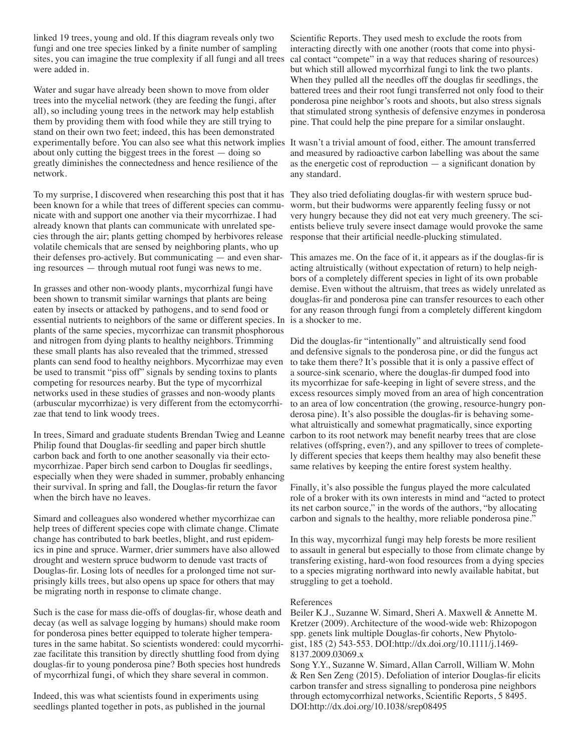linked 19 trees, young and old. If this diagram reveals only two fungi and one tree species linked by a finite number of sampling sites, you can imagine the true complexity if all fungi and all trees were added in.

Water and sugar have already been shown to move from older trees into the mycelial network (they are feeding the fungi, after all), so including young trees in the network may help establish them by providing them with food while they are still trying to stand on their own two feet; indeed, this has been demonstrated experimentally before. You can also see what this network implies about only cutting the biggest trees in the forest — doing so greatly diminishes the connectedness and hence resilience of the network.

To my surprise, I discovered when researching this post that it has been known for a while that trees of different species can communicate with and support one another via their mycorrhizae. I had already known that plants can communicate with unrelated species through the air; plants getting chomped by herbivores release volatile chemicals that are sensed by neighboring plants, who up their defenses pro-actively. But communicating — and even sharing resources — through mutual root fungi was news to me.

In grasses and other non-woody plants, mycorrhizal fungi have been shown to transmit similar warnings that plants are being eaten by insects or attacked by pathogens, and to send food or essential nutrients to neighbors of the same or different species. In plants of the same species, mycorrhizae can transmit phosphorous and nitrogen from dying plants to healthy neighbors. Trimming these small plants has also revealed that the trimmed, stressed plants can send food to healthy neighbors. Mycorrhizae may even be used to transmit "piss off" signals by sending toxins to plants competing for resources nearby. But the type of mycorrhizal networks used in these studies of grasses and non-woody plants (arbuscular mycorrhizae) is very different from the ectomycorrhizae that tend to link woody trees.

In trees, Simard and graduate students Brendan Twieg and Leanne Philip found that Douglas-fir seedling and paper birch shuttle carbon back and forth to one another seasonally via their ectomycorrhizae. Paper birch send carbon to Douglas fir seedlings, especially when they were shaded in summer, probably enhancing their survival. In spring and fall, the Douglas-fir return the favor when the birch have no leaves.

Simard and colleagues also wondered whether mycorrhizae can help trees of different species cope with climate change. Climate change has contributed to bark beetles, blight, and rust epidemics in pine and spruce. Warmer, drier summers have also allowed drought and western spruce budworm to denude vast tracts of Douglas-fir. Losing lots of needles for a prolonged time not surprisingly kills trees, but also opens up space for others that may be migrating north in response to climate change.

Such is the case for mass die-offs of douglas-fir, whose death and decay (as well as salvage logging by humans) should make room for ponderosa pines better equipped to tolerate higher temperatures in the same habitat. So scientists wondered: could mycorrhizae facilitate this transition by directly shuttling food from dying douglas-fir to young ponderosa pine? Both species host hundreds of mycorrhizal fungi, of which they share several in common.

Indeed, this was what scientists found in experiments using seedlings planted together in pots, as published in the journal Scientific Reports. They used mesh to exclude the roots from interacting directly with one another (roots that come into physical contact "compete" in a way that reduces sharing of resources) but which still allowed mycorrhizal fungi to link the two plants. When they pulled all the needles off the douglas fir seedlings, the battered trees and their root fungi transferred not only food to their ponderosa pine neighbor's roots and shoots, but also stress signals that stimulated strong synthesis of defensive enzymes in ponderosa pine. That could help the pine prepare for a similar onslaught.

It wasn't a trivial amount of food, either. The amount transferred and measured by radioactive carbon labelling was about the same as the energetic cost of reproduction — a significant donation by any standard.

They also tried defoliating douglas-fir with western spruce budworm, but their budworms were apparently feeling fussy or not very hungry because they did not eat very much greenery. The scientists believe truly severe insect damage would provoke the same response that their artificial needle-plucking stimulated.

This amazes me. On the face of it, it appears as if the douglas-fir is acting altruistically (without expectation of return) to help neighbors of a completely different species in light of its own probable demise. Even without the altruism, that trees as widely unrelated as douglas-fir and ponderosa pine can transfer resources to each other for any reason through fungi from a completely different kingdom is a shocker to me.

Did the douglas-fir "intentionally" and altruistically send food and defensive signals to the ponderosa pine, or did the fungus act to take them there? It's possible that it is only a passive effect of a source-sink scenario, where the douglas-fir dumped food into its mycorrhizae for safe-keeping in light of severe stress, and the excess resources simply moved from an area of high concentration to an area of low concentration (the growing, resource-hungry ponderosa pine). It's also possible the douglas-fir is behaving somewhat altruistically and somewhat pragmatically, since exporting carbon to its root network may benefit nearby trees that are close relatives (offspring, even?), and any spillover to trees of completely different species that keeps them healthy may also benefit these same relatives by keeping the entire forest system healthy.

Finally, it's also possible the fungus played the more calculated role of a broker with its own interests in mind and "acted to protect its net carbon source," in the words of the authors, "by allocating carbon and signals to the healthy, more reliable ponderosa pine."

In this way, mycorrhizal fungi may help forests be more resilient to assault in general but especially to those from climate change by transfering existing, hard-won food resources from a dying species to a species migrating northward into newly available habitat, but struggling to get a toehold.

References

Beiler K.J., Suzanne W. Simard, Sheri A. Maxwell & Annette M. Kretzer (2009). Architecture of the wood-wide web: Rhizopogon spp. genets link multiple Douglas-fir cohorts, New Phytologist, 185 (2) 543-553. DOI:http://dx.doi.org/10.1111/j.1469-8137.2009.03069.x

Song Y.Y., Suzanne W. Simard, Allan Carroll, William W. Mohn & Ren Sen Zeng (2015). Defoliation of interior Douglas-fir elicits carbon transfer and stress signalling to ponderosa pine neighbors through ectomycorrhizal networks, Scientific Reports, 5 8495. DOI:http://dx.doi.org/10.1038/srep08495